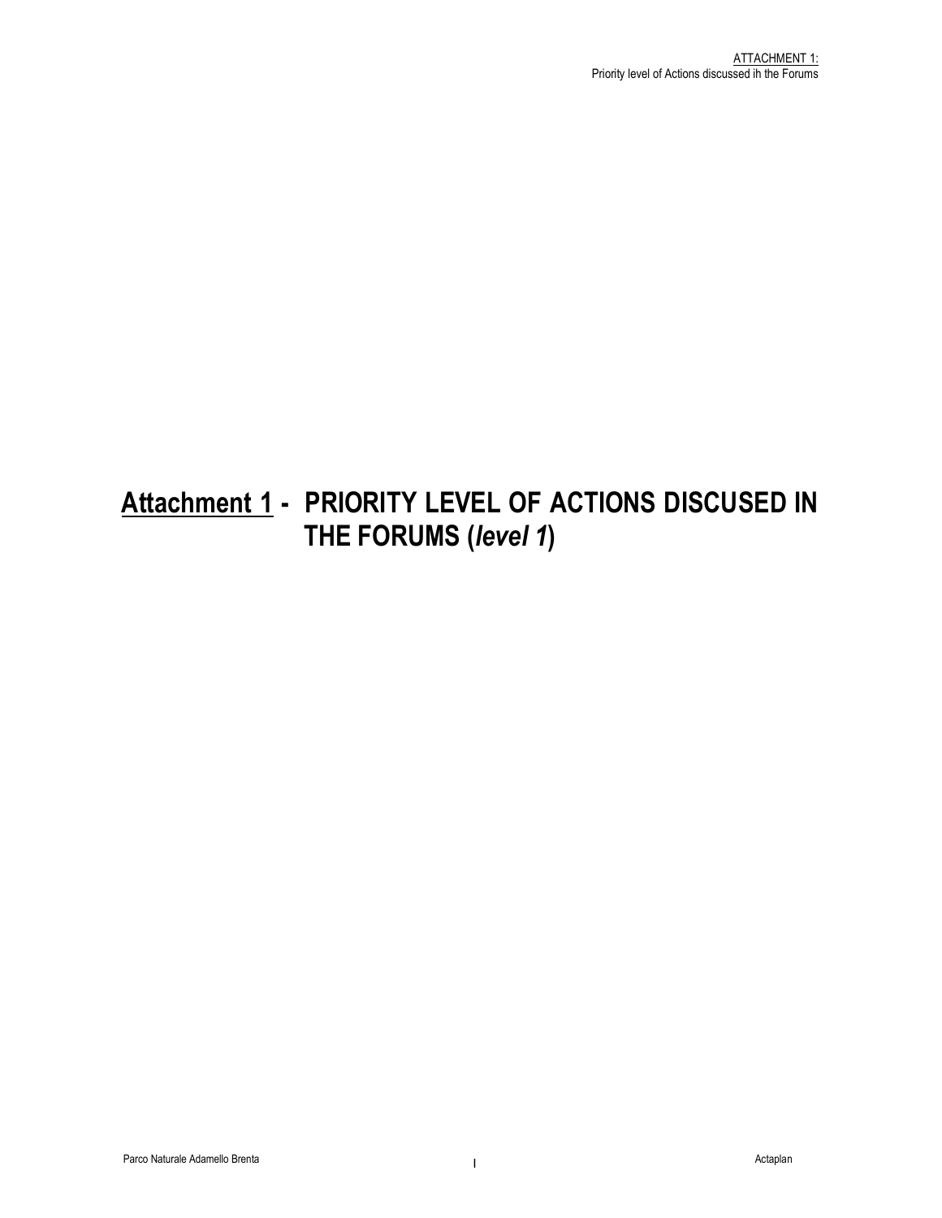# <u>Attachment 1</u> - PRIORITY LEVEL OF ACTIONS DISCUSED IN THE FORUMS (*level 1*)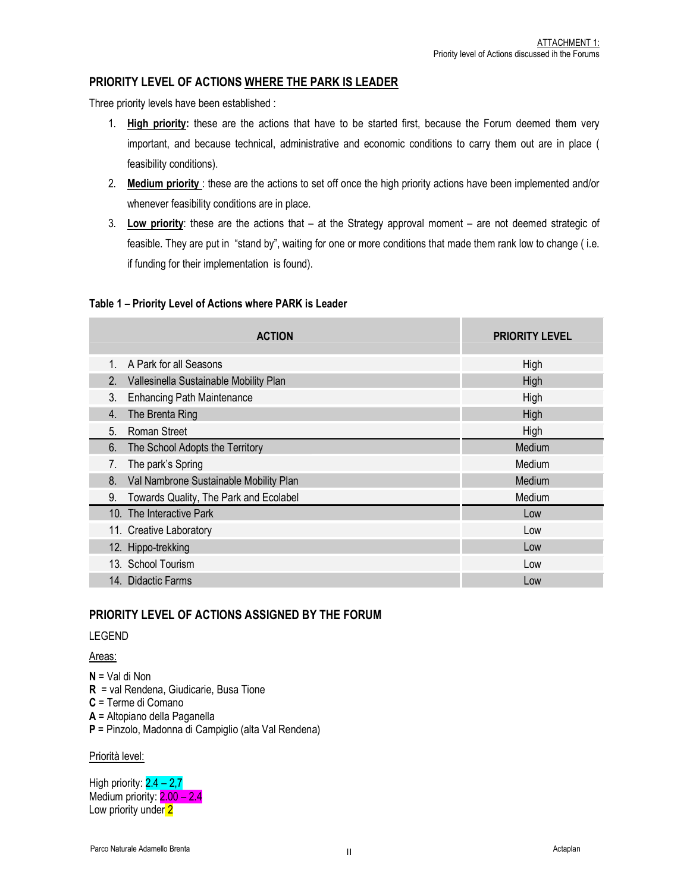## PRIORITY LEVEL OF ACTIONS WHERE THE PARK IS LEADER

Three priority levels have been established :

1. **High priority:** these are the actions that have to be started first, because the Forum deemed them very important, and because technical, administrative and economic conditions to carry them out are in place ( feasibility conditions).
2. **Medium priority** : these are the actions to set off once the high priority actions have been implemented and/or whenever feasibility conditions are in place.
3. **Low priority**: these are the actions that – at the Strategy approval moment – are not deemed strategic of feasible. They are put in "stand by", waiting for one or more conditions that made them rank low to change ( i.e. if funding for their implementation is found).

**Table 1 – Priority Level of Actions where PARK is Leader**

| ACTION | PRIORITY LEVEL |
|---|---|
| 1. A Park for all Seasons | High |
| 2. Vallesinella Sustainable Mobility Plan | High |
| 3. Enhancing Path Maintenance | High |
| 4. The Brenta Ring | High |
| 5. Roman Street | High |
| 6. The School Adopts the Territory | Medium |
| 7. The park's Spring | Medium |
| 8. Val Nambrone Sustainable Mobility Plan | Medium |
| 9. Towards Quality, The Park and Ecolabel | Medium |
| 10. The Interactive Park | Low |
| 11. Creative Laboratory | Low |
| 12. Hippo-trekking | Low |
| 13. School Tourism | Low |
| 14. Didactic Farms | Low |

## PRIORITY LEVEL OF ACTIONS ASSIGNED BY THE FORUM

LEGEND

Areas:

**N** = Val di Non
**R** = val Rendena, Giudicarie, Busa Tione
**C** = Terme di Comano
**A** = Altopiano della Paganella
**P** = Pinzolo, Madonna di Campiglio (alta Val Rendena)

Priorità level:

High priority: 2.4 – 2,7
Medium priority: 2.00 – 2.4
Low priority under 2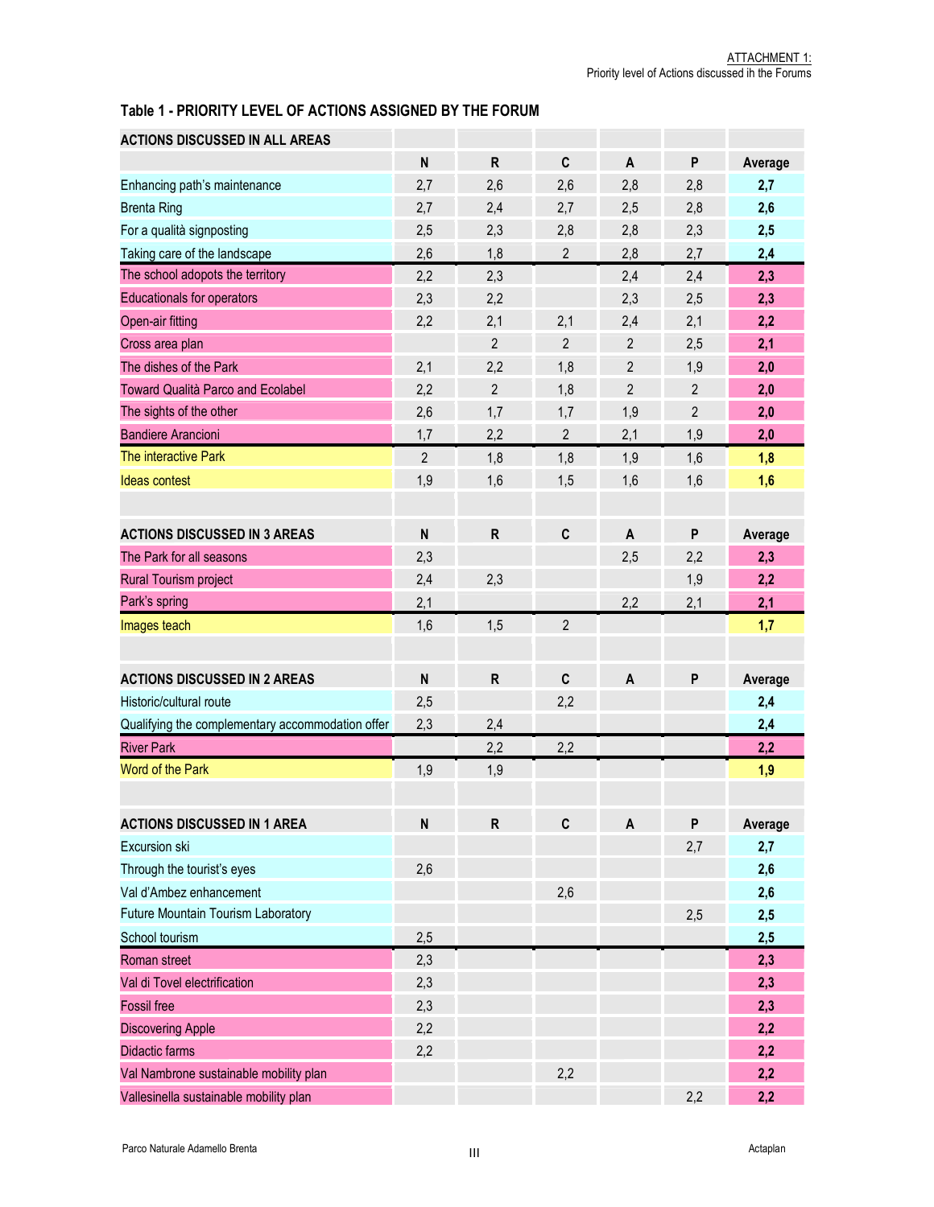ATTACHMENT 1: Priority level of Actions discussed ih the Forums

**Table 1 - PRIORITY LEVEL OF ACTIONS ASSIGNED BY THE FORUM**

| ACTIONS DISCUSSED IN ALL AREAS | N | R | C | A | P | Average |
|---|---|---|---|---|---|---|
| Enhancing path's maintenance | 2,7 | 2,6 | 2,6 | 2,8 | 2,8 | **2,7** |
| Brenta Ring | 2,7 | 2,4 | 2,7 | 2,5 | 2,8 | **2,6** |
| For a qualità signposting | 2,5 | 2,3 | 2,8 | 2,8 | 2,3 | **2,5** |
| Taking care of the landscape | 2,6 | 1,8 | 2 | 2,8 | 2,7 | **2,4** |
| The school adopots the territory | 2,2 | 2,3 | | 2,4 | 2,4 | **2,3** |
| Educationals for operators | 2,3 | 2,2 | | 2,3 | 2,5 | **2,3** |
| Open-air fitting | 2,2 | 2,1 | 2,1 | 2,4 | 2,1 | **2,2** |
| Cross area plan | | 2 | 2 | 2 | 2,5 | **2,1** |
| The dishes of the Park | 2,1 | 2,2 | 1,8 | 2 | 1,9 | **2,0** |
| Toward Qualità Parco and Ecolabel | 2,2 | 2 | 1,8 | 2 | 2 | **2,0** |
| The sights of the other | 2,6 | 1,7 | 1,7 | 1,9 | 2 | **2,0** |
| Bandiere Arancioni | 1,7 | 2,2 | 2 | 2,1 | 1,9 | **2,0** |
| The interactive Park | 2 | 1,8 | 1,8 | 1,9 | 1,6 | **1,8** |
| Ideas contest | 1,9 | 1,6 | 1,5 | 1,6 | 1,6 | **1,6** |

| ACTIONS DISCUSSED IN 3 AREAS | N | R | C | A | P | Average |
|---|---|---|---|---|---|---|
| The Park for all seasons | 2,3 | | | 2,5 | 2,2 | **2,3** |
| Rural Tourism project | 2,4 | 2,3 | | | 1,9 | **2,2** |
| Park's spring | 2,1 | | | 2,2 | 2,1 | **2,1** |
| Images teach | 1,6 | 1,5 | 2 | | | **1,7** |

| ACTIONS DISCUSSED IN 2 AREAS | N | R | C | A | P | Average |
|---|---|---|---|---|---|---|
| Historic/cultural route | 2,5 | | 2,2 | | | **2,4** |
| Qualifying the complementary accommodation offer | 2,3 | 2,4 | | | | **2,4** |
| River Park | | 2,2 | 2,2 | | | **2,2** |
| Word of the Park | 1,9 | 1,9 | | | | **1,9** |

| ACTIONS DISCUSSED IN 1 AREA | N | R | C | A | P | Average |
|---|---|---|---|---|---|---|
| Excursion ski | | | | | 2,7 | **2,7** |
| Through the tourist's eyes | 2,6 | | | | | **2,6** |
| Val d'Ambez enhancement | | | 2,6 | | | **2,6** |
| Future Mountain Tourism Laboratory | | | | | 2,5 | **2,5** |
| School tourism | 2,5 | | | | | **2,5** |
| Roman street | 2,3 | | | | | **2,3** |
| Val di Tovel electrification | 2,3 | | | | | **2,3** |
| Fossil free | 2,3 | | | | | **2,3** |
| Discovering Apple | 2,2 | | | | | **2,2** |
| Didactic farms | 2,2 | | | | | **2,2** |
| Val Nambrone sustainable mobility plan | | | 2,2 | | | **2,2** |
| Vallesinella sustainable mobility plan | | | | | 2,2 | **2,2** |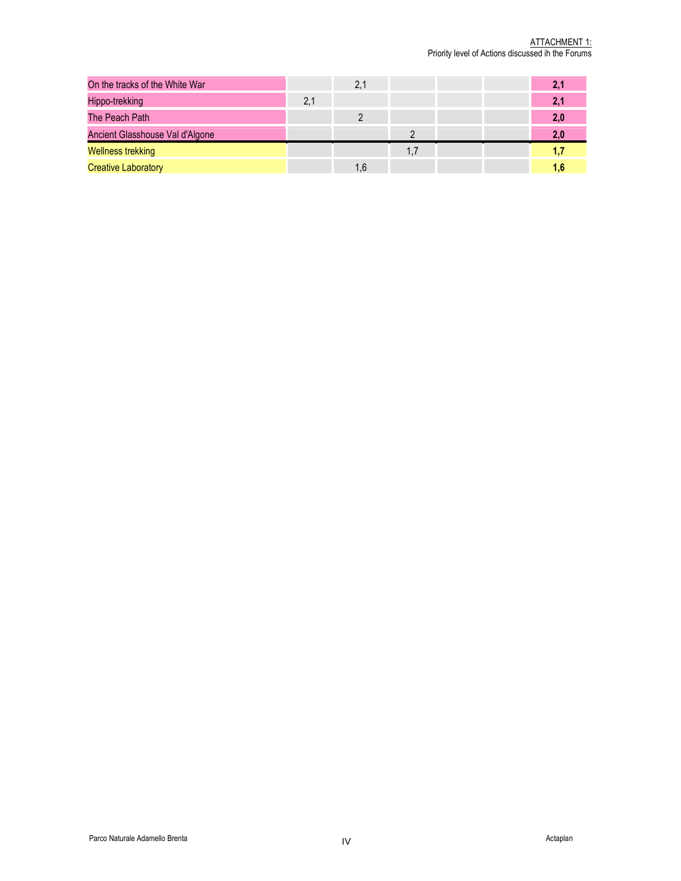ATTACHMENT 1:
Priority level of Actions discussed ih the Forums

| | | | | | | |
|---|---|---|---|---|---|---|
| On the tracks of the White War | | 2,1 | | | | **2,1** |
| Hippo-trekking | 2,1 | | | | | **2,1** |
| The Peach Path | | 2 | | | | **2,0** |
| Ancient Glasshouse Val d'Algone | | | 2 | | | **2,0** |
| Wellness trekking | | | 1,7 | | | **1,7** |
| Creative Laboratory | | 1,6 | | | | **1,6** |